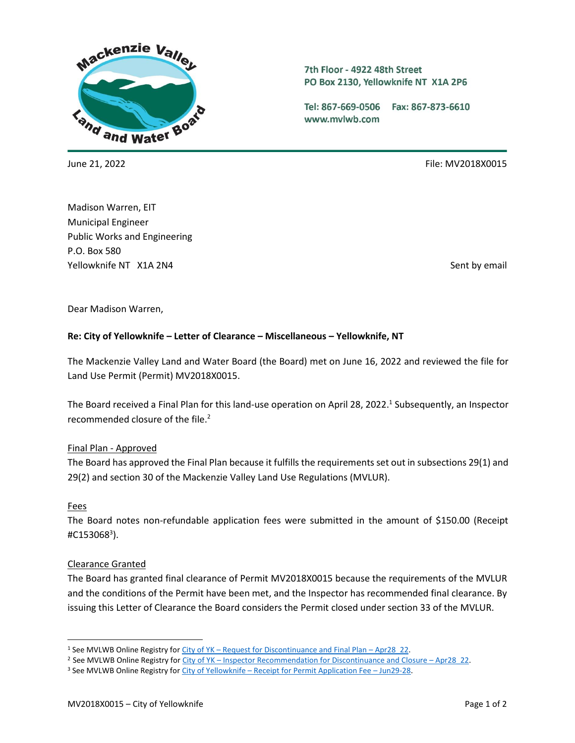7th Floor - 4922 48th Street
PO Box 2130, Yellowknife NT X1A 2P6

Tel: 867-669-0506 Fax: 867-873-6610
www.mvlwb.com

June 21, 2022

File: MV2018X0015

Madison Warren, EIT
Municipal Engineer
Public Works and Engineering
P.O. Box 580
Yellowknife NT X1A 2N4

Sent by email

Dear Madison Warren,

**Re: City of Yellowknife – Letter of Clearance – Miscellaneous – Yellowknife, NT**

The Mackenzie Valley Land and Water Board (the Board) met on June 16, 2022 and reviewed the file for Land Use Permit (Permit) MV2018X0015.

The Board received a Final Plan for this land-use operation on April 28, 2022.[1] Subsequently, an Inspector recommended closure of the file.[2]

<u>Final Plan - Approved</u>
The Board has approved the Final Plan because it fulfills the requirements set out in subsections 29(1) and 29(2) and section 30 of the Mackenzie Valley Land Use Regulations (MVLUR).

<u>Fees</u>
The Board notes non-refundable application fees were submitted in the amount of $150.00 (Receipt #C153068[3]).

<u>Clearance Granted</u>
The Board has granted final clearance of Permit MV2018X0015 because the requirements of the MVLUR and the conditions of the Permit have been met, and the Inspector has recommended final clearance. By issuing this Letter of Clearance the Board considers the Permit closed under section 33 of the MVLUR.

---

[1] See MVLWB Online Registry for City of YK – Request for Discontinuance and Final Plan – Apr28_22.
[2] See MVLWB Online Registry for City of YK – Inspector Recommendation for Discontinuance and Closure – Apr28_22.
[3] See MVLWB Online Registry for City of Yellowknife – Receipt for Permit Application Fee – Jun29-28.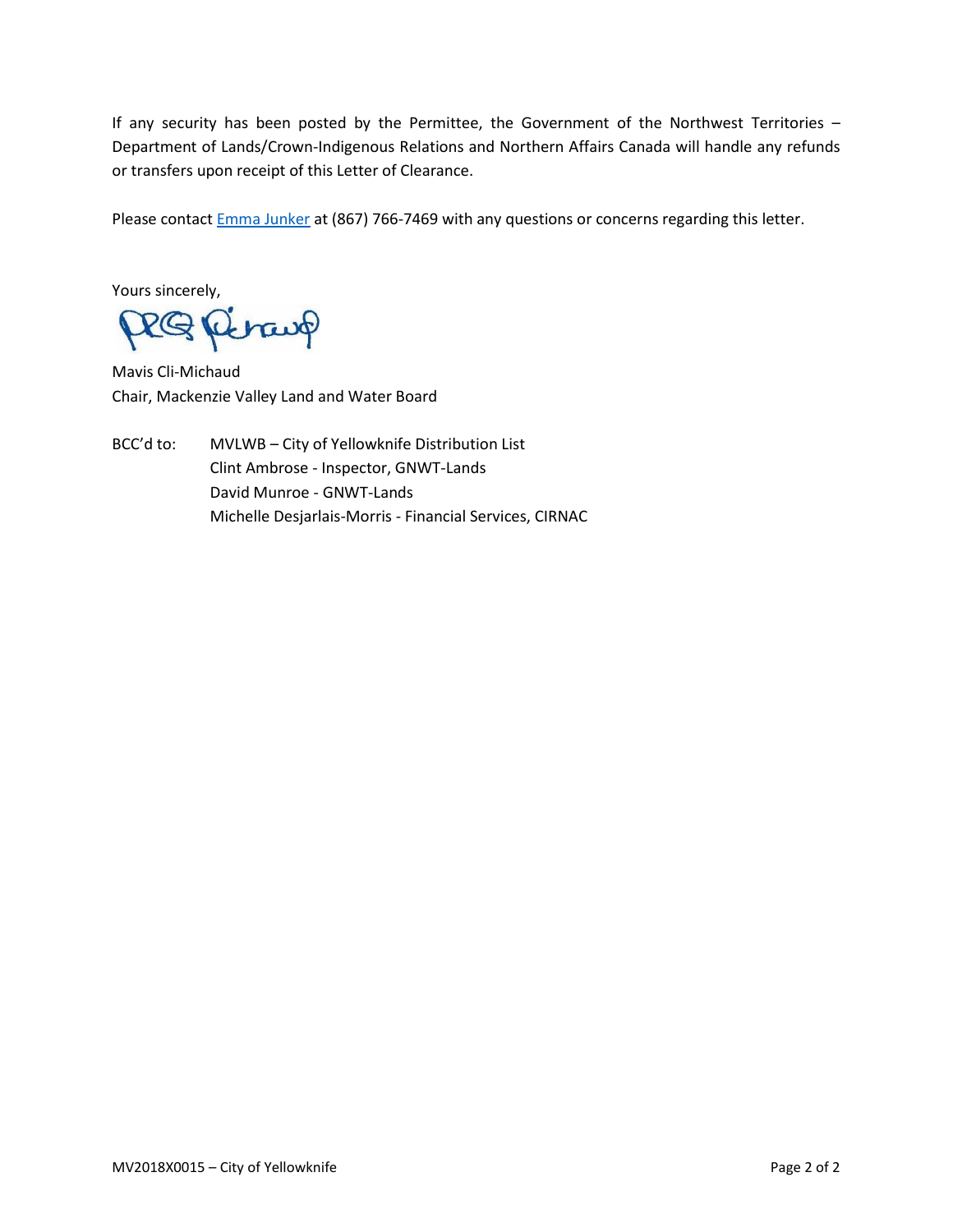If any security has been posted by the Permittee, the Government of the Northwest Territories – Department of Lands/Crown-Indigenous Relations and Northern Affairs Canada will handle any refunds or transfers upon receipt of this Letter of Clearance.

Please contact Emma Junker at (867) 766-7469 with any questions or concerns regarding this letter.

Yours sincerely,

Mavis Cli-Michaud
Chair, Mackenzie Valley Land and Water Board

BCC'd to: MVLWB – City of Yellowknife Distribution List
Clint Ambrose - Inspector, GNWT-Lands
David Munroe - GNWT-Lands
Michelle Desjarlais-Morris - Financial Services, CIRNAC